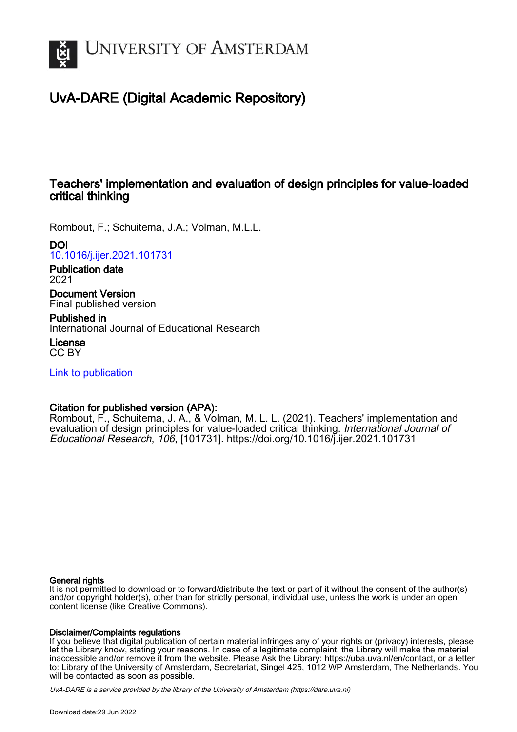# UvA-DARE (Digital Academic Repository)

## Teachers' implementation and evaluation of design principles for value-loaded critical thinking

Rombout, F.; Schuitema, J.A.; Volman, M.L.L.

**DOI**
10.1016/j.ijer.2021.101731

**Publication date**
2021

**Document Version**
Final published version

**Published in**
International Journal of Educational Research

**License**
CC BY

Link to publication

**Citation for published version (APA):**
Rombout, F., Schuitema, J. A., & Volman, M. L. L. (2021). Teachers' implementation and evaluation of design principles for value-loaded critical thinking. *International Journal of Educational Research*, *106*, [101731]. https://doi.org/10.1016/j.ijer.2021.101731

**General rights**
It is not permitted to download or to forward/distribute the text or part of it without the consent of the author(s) and/or copyright holder(s), other than for strictly personal, individual use, unless the work is under an open content license (like Creative Commons).

**Disclaimer/Complaints regulations**
If you believe that digital publication of certain material infringes any of your rights or (privacy) interests, please let the Library know, stating your reasons. In case of a legitimate complaint, the Library will make the material inaccessible and/or remove it from the website. Please Ask the Library: https://uba.uva.nl/en/contact, or a letter to: Library of the University of Amsterdam, Secretariat, Singel 425, 1012 WP Amsterdam, The Netherlands. You will be contacted as soon as possible.

*UvA-DARE is a service provided by the library of the University of Amsterdam (https://dare.uva.nl)*

Download date:29 Jun 2022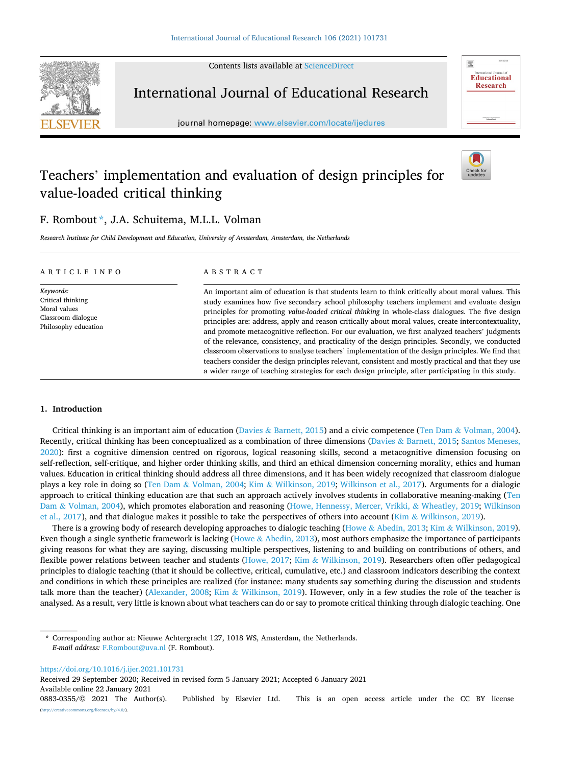# Teachers' implementation and evaluation of design principles for value-loaded critical thinking

F. Rombout *, J.A. Schuitema, M.L.L. Volman

*Research Institute for Child Development and Education, University of Amsterdam, Amsterdam, the Netherlands*

## ARTICLE INFO

*Keywords:*
Critical thinking
Moral values
Classroom dialogue
Philosophy education

## ABSTRACT

An important aim of education is that students learn to think critically about moral values. This study examines how five secondary school philosophy teachers implement and evaluate design principles for promoting *value-loaded critical thinking* in whole-class dialogues. The five design principles are: address, apply and reason critically about moral values, create intercontextuality, and promote metacognitive reflection. For our evaluation, we first analyzed teachers' judgments of the relevance, consistency, and practicality of the design principles. Secondly, we conducted classroom observations to analyse teachers' implementation of the design principles. We find that teachers consider the design principles relevant, consistent and mostly practical and that they use a wider range of teaching strategies for each design principle, after participating in this study.

## 1. Introduction

Critical thinking is an important aim of education (Davies & Barnett, 2015) and a civic competence (Ten Dam & Volman, 2004). Recently, critical thinking has been conceptualized as a combination of three dimensions (Davies & Barnett, 2015; Santos Meneses, 2020): first a cognitive dimension centred on rigorous, logical reasoning skills, second a metacognitive dimension focusing on self-reflection, self-critique, and higher order thinking skills, and third an ethical dimension concerning morality, ethics and human values. Education in critical thinking should address all three dimensions, and it has been widely recognized that classroom dialogue plays a key role in doing so (Ten Dam & Volman, 2004; Kim & Wilkinson, 2019; Wilkinson et al., 2017). Arguments for a dialogic approach to critical thinking education are that such an approach actively involves students in collaborative meaning-making (Ten Dam & Volman, 2004), which promotes elaboration and reasoning (Howe, Hennessy, Mercer, Vrikki, & Wheatley, 2019; Wilkinson et al., 2017), and that dialogue makes it possible to take the perspectives of others into account (Kim & Wilkinson, 2019).

There is a growing body of research developing approaches to dialogic teaching (Howe & Abedin, 2013; Kim & Wilkinson, 2019). Even though a single synthetic framework is lacking (Howe & Abedin, 2013), most authors emphasize the importance of participants giving reasons for what they are saying, discussing multiple perspectives, listening to and building on contributions of others, and flexible power relations between teacher and students (Howe, 2017; Kim & Wilkinson, 2019). Researchers often offer pedagogical principles to dialogic teaching (that it should be collective, critical, cumulative, etc.) and classroom indicators describing the context and conditions in which these principles are realized (for instance: many students say something during the discussion and students talk more than the teacher) (Alexander, 2008; Kim & Wilkinson, 2019). However, only in a few studies the role of the teacher is analysed. As a result, very little is known about what teachers can do or say to promote critical thinking through dialogic teaching. One

---

* Corresponding author at: Nieuwe Achtergracht 127, 1018 WS, Amsterdam, the Netherlands.
*E-mail address:* F.Rombout@uva.nl (F. Rombout).

https://doi.org/10.1016/j.ijer.2021.101731
Received 29 September 2020; Received in revised form 5 January 2021; Accepted 6 January 2021
Available online 22 January 2021
0883-0355/© 2021 The Author(s). Published by Elsevier Ltd. This is an open access article under the CC BY license (http://creativecommons.org/licenses/by/4.0/).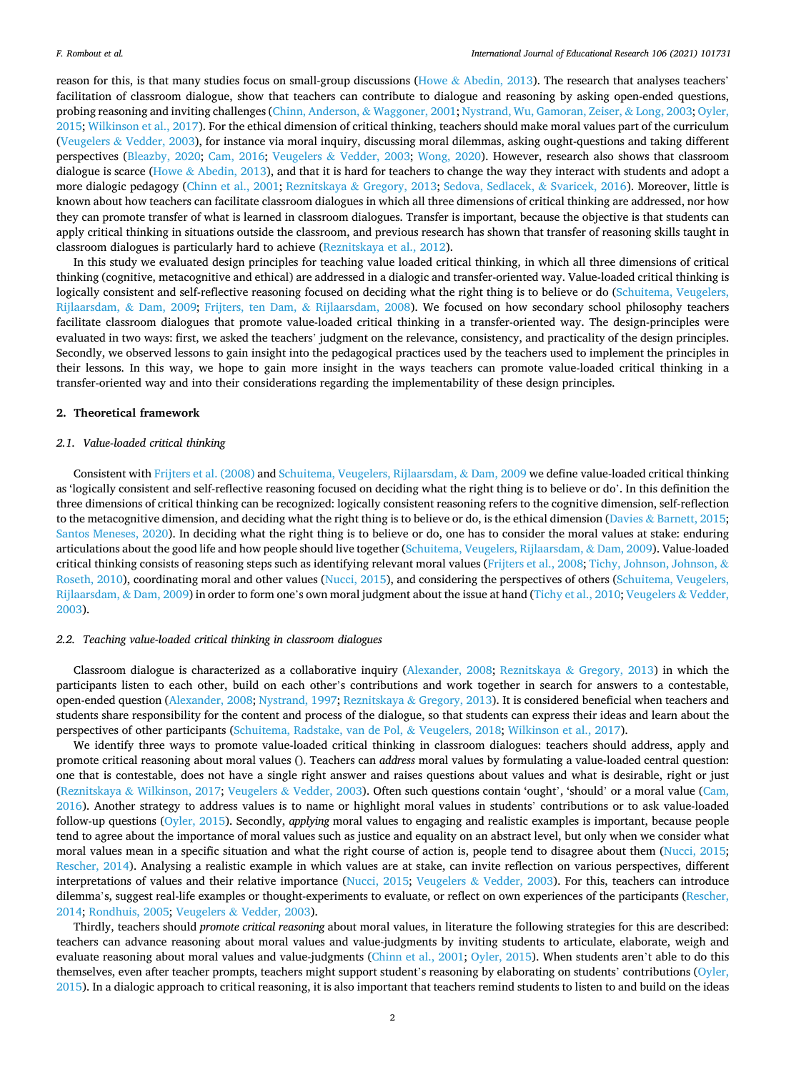reason for this, is that many studies focus on small-group discussions (Howe & Abedin, 2013). The research that analyses teachers' facilitation of classroom dialogue, show that teachers can contribute to dialogue and reasoning by asking open-ended questions, probing reasoning and inviting challenges (Chinn, Anderson, & Waggoner, 2001; Nystrand, Wu, Gamoran, Zeiser, & Long, 2003; Oyler, 2015; Wilkinson et al., 2017). For the ethical dimension of critical thinking, teachers should make moral values part of the curriculum (Veugelers & Vedder, 2003), for instance via moral inquiry, discussing moral dilemmas, asking ought-questions and taking different perspectives (Bleazby, 2020; Cam, 2016; Veugelers & Vedder, 2003; Wong, 2020). However, research also shows that classroom dialogue is scarce (Howe & Abedin, 2013), and that it is hard for teachers to change the way they interact with students and adopt a more dialogic pedagogy (Chinn et al., 2001; Reznitskaya & Gregory, 2013; Sedova, Sedlacek, & Svaricek, 2016). Moreover, little is known about how teachers can facilitate classroom dialogues in which all three dimensions of critical thinking are addressed, nor how they can promote transfer of what is learned in classroom dialogues. Transfer is important, because the objective is that students can apply critical thinking in situations outside the classroom, and previous research has shown that transfer of reasoning skills taught in classroom dialogues is particularly hard to achieve (Reznitskaya et al., 2012).

In this study we evaluated design principles for teaching value loaded critical thinking, in which all three dimensions of critical thinking (cognitive, metacognitive and ethical) are addressed in a dialogic and transfer-oriented way. Value-loaded critical thinking is logically consistent and self-reflective reasoning focused on deciding what the right thing is to believe or do (Schuitema, Veugelers, Rijlaarsdam, & Dam, 2009; Frijters, ten Dam, & Rijlaarsdam, 2008). We focused on how secondary school philosophy teachers facilitate classroom dialogues that promote value-loaded critical thinking in a transfer-oriented way. The design-principles were evaluated in two ways: first, we asked the teachers' judgment on the relevance, consistency, and practicality of the design principles. Secondly, we observed lessons to gain insight into the pedagogical practices used by the teachers used to implement the principles in their lessons. In this way, we hope to gain more insight in the ways teachers can promote value-loaded critical thinking in a transfer-oriented way and into their considerations regarding the implementability of these design principles.

## 2. Theoretical framework

### 2.1. Value-loaded critical thinking

Consistent with Frijters et al. (2008) and Schuitema, Veugelers, Rijlaarsdam, & Dam, 2009 we define value-loaded critical thinking as 'logically consistent and self-reflective reasoning focused on deciding what the right thing is to believe or do'. In this definition the three dimensions of critical thinking can be recognized: logically consistent reasoning refers to the cognitive dimension, self-reflection to the metacognitive dimension, and deciding what the right thing is to believe or do, is the ethical dimension (Davies & Barnett, 2015; Santos Meneses, 2020). In deciding what the right thing is to believe or do, one has to consider the moral values at stake: enduring articulations about the good life and how people should live together (Schuitema, Veugelers, Rijlaarsdam, & Dam, 2009). Value-loaded critical thinking consists of reasoning steps such as identifying relevant moral values (Frijters et al., 2008; Tichy, Johnson, Johnson, & Roseth, 2010), coordinating moral and other values (Nucci, 2015), and considering the perspectives of others (Schuitema, Veugelers, Rijlaarsdam, & Dam, 2009) in order to form one's own moral judgment about the issue at hand (Tichy et al., 2010; Veugelers & Vedder, 2003).

### 2.2. Teaching value-loaded critical thinking in classroom dialogues

Classroom dialogue is characterized as a collaborative inquiry (Alexander, 2008; Reznitskaya & Gregory, 2013) in which the participants listen to each other, build on each other's contributions and work together in search for answers to a contestable, open-ended question (Alexander, 2008; Nystrand, 1997; Reznitskaya & Gregory, 2013). It is considered beneficial when teachers and students share responsibility for the content and process of the dialogue, so that students can express their ideas and learn about the perspectives of other participants (Schuitema, Radstake, van de Pol, & Veugelers, 2018; Wilkinson et al., 2017).

We identify three ways to promote value-loaded critical thinking in classroom dialogues: teachers should address, apply and promote critical reasoning about moral values (). Teachers can *address* moral values by formulating a value-loaded central question: one that is contestable, does not have a single right answer and raises questions about values and what is desirable, right or just (Reznitskaya & Wilkinson, 2017; Veugelers & Vedder, 2003). Often such questions contain 'ought', 'should' or a moral value (Cam, 2016). Another strategy to address values is to name or highlight moral values in students' contributions or to ask value-loaded follow-up questions (Oyler, 2015). Secondly, *applying* moral values to engaging and realistic examples is important, because people tend to agree about the importance of moral values such as justice and equality on an abstract level, but only when we consider what moral values mean in a specific situation and what the right course of action is, people tend to disagree about them (Nucci, 2015; Rescher, 2014). Analysing a realistic example in which values are at stake, can invite reflection on various perspectives, different interpretations of values and their relative importance (Nucci, 2015; Veugelers & Vedder, 2003). For this, teachers can introduce dilemma's, suggest real-life examples or thought-experiments to evaluate, or reflect on own experiences of the participants (Rescher, 2014; Rondhuis, 2005; Veugelers & Vedder, 2003).

Thirdly, teachers should *promote critical reasoning* about moral values, in literature the following strategies for this are described: teachers can advance reasoning about moral values and value-judgments by inviting students to articulate, elaborate, weigh and evaluate reasoning about moral values and value-judgments (Chinn et al., 2001; Oyler, 2015). When students aren't able to do this themselves, even after teacher prompts, teachers might support student's reasoning by elaborating on students' contributions (Oyler, 2015). In a dialogic approach to critical reasoning, it is also important that teachers remind students to listen to and build on the ideas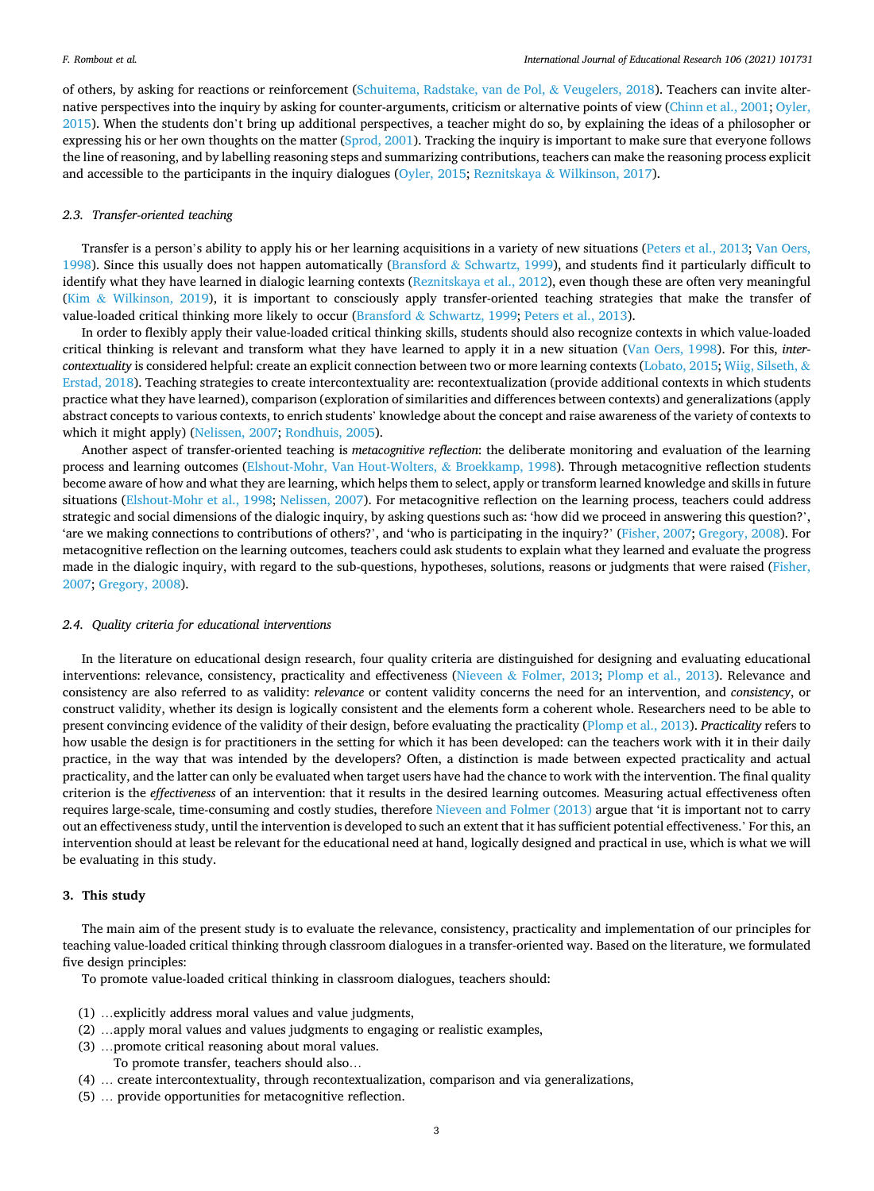of others, by asking for reactions or reinforcement (Schuitema, Radstake, van de Pol, & Veugelers, 2018). Teachers can invite alternative perspectives into the inquiry by asking for counter-arguments, criticism or alternative points of view (Chinn et al., 2001; Oyler, 2015). When the students don't bring up additional perspectives, a teacher might do so, by explaining the ideas of a philosopher or expressing his or her own thoughts on the matter (Sprod, 2001). Tracking the inquiry is important to make sure that everyone follows the line of reasoning, and by labelling reasoning steps and summarizing contributions, teachers can make the reasoning process explicit and accessible to the participants in the inquiry dialogues (Oyler, 2015; Reznitskaya & Wilkinson, 2017).

### 2.3. Transfer-oriented teaching

Transfer is a person's ability to apply his or her learning acquisitions in a variety of new situations (Peters et al., 2013; Van Oers, 1998). Since this usually does not happen automatically (Bransford & Schwartz, 1999), and students find it particularly difficult to identify what they have learned in dialogic learning contexts (Reznitskaya et al., 2012), even though these are often very meaningful (Kim & Wilkinson, 2019), it is important to consciously apply transfer-oriented teaching strategies that make the transfer of value-loaded critical thinking more likely to occur (Bransford & Schwartz, 1999; Peters et al., 2013).

In order to flexibly apply their value-loaded critical thinking skills, students should also recognize contexts in which value-loaded critical thinking is relevant and transform what they have learned to apply it in a new situation (Van Oers, 1998). For this, *intercontextuality* is considered helpful: create an explicit connection between two or more learning contexts (Lobato, 2015; Wiig, Silseth, & Erstad, 2018). Teaching strategies to create intercontextuality are: recontextualization (provide additional contexts in which students practice what they have learned), comparison (exploration of similarities and differences between contexts) and generalizations (apply abstract concepts to various contexts, to enrich students' knowledge about the concept and raise awareness of the variety of contexts to which it might apply) (Nelissen, 2007; Rondhuis, 2005).

Another aspect of transfer-oriented teaching is *metacognitive reflection*: the deliberate monitoring and evaluation of the learning process and learning outcomes (Elshout-Mohr, Van Hout-Wolters, & Broekkamp, 1998). Through metacognitive reflection students become aware of how and what they are learning, which helps them to select, apply or transform learned knowledge and skills in future situations (Elshout-Mohr et al., 1998; Nelissen, 2007). For metacognitive reflection on the learning process, teachers could address strategic and social dimensions of the dialogic inquiry, by asking questions such as: 'how did we proceed in answering this question?', 'are we making connections to contributions of others?', and 'who is participating in the inquiry?' (Fisher, 2007; Gregory, 2008). For metacognitive reflection on the learning outcomes, teachers could ask students to explain what they learned and evaluate the progress made in the dialogic inquiry, with regard to the sub-questions, hypotheses, solutions, reasons or judgments that were raised (Fisher, 2007; Gregory, 2008).

### 2.4. Quality criteria for educational interventions

In the literature on educational design research, four quality criteria are distinguished for designing and evaluating educational interventions: relevance, consistency, practicality and effectiveness (Nieveen & Folmer, 2013; Plomp et al., 2013). Relevance and consistency are also referred to as validity: *relevance* or content validity concerns the need for an intervention, and *consistency*, or construct validity, whether its design is logically consistent and the elements form a coherent whole. Researchers need to be able to present convincing evidence of the validity of their design, before evaluating the practicality (Plomp et al., 2013). *Practicality* refers to how usable the design is for practitioners in the setting for which it has been developed: can the teachers work with it in their daily practice, in the way that was intended by the developers? Often, a distinction is made between expected practicality and actual practicality, and the latter can only be evaluated when target users have had the chance to work with the intervention. The final quality criterion is the *effectiveness* of an intervention: that it results in the desired learning outcomes. Measuring actual effectiveness often requires large-scale, time-consuming and costly studies, therefore Nieveen and Folmer (2013) argue that 'it is important not to carry out an effectiveness study, until the intervention is developed to such an extent that it has sufficient potential effectiveness.' For this, an intervention should at least be relevant for the educational need at hand, logically designed and practical in use, which is what we will be evaluating in this study.

## 3. This study

The main aim of the present study is to evaluate the relevance, consistency, practicality and implementation of our principles for teaching value-loaded critical thinking through classroom dialogues in a transfer-oriented way. Based on the literature, we formulated five design principles:

To promote value-loaded critical thinking in classroom dialogues, teachers should:

(1) …explicitly address moral values and value judgments,
(2) …apply moral values and values judgments to engaging or realistic examples,
(3) …promote critical reasoning about moral values.
    To promote transfer, teachers should also…
(4) … create intercontextuality, through recontextualization, comparison and via generalizations,
(5) … provide opportunities for metacognitive reflection.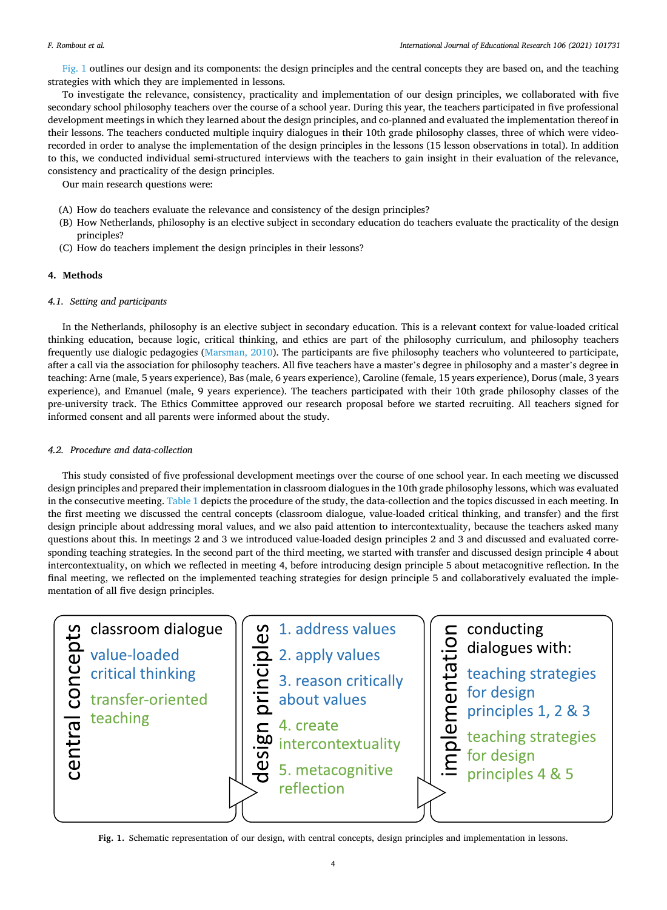Fig. 1 outlines our design and its components: the design principles and the central concepts they are based on, and the teaching strategies with which they are implemented in lessons.

To investigate the relevance, consistency, practicality and implementation of our design principles, we collaborated with five secondary school philosophy teachers over the course of a school year. During this year, the teachers participated in five professional development meetings in which they learned about the design principles, and co-planned and evaluated the implementation thereof in their lessons. The teachers conducted multiple inquiry dialogues in their 10th grade philosophy classes, three of which were video-recorded in order to analyse the implementation of the design principles in the lessons (15 lesson observations in total). In addition to this, we conducted individual semi-structured interviews with the teachers to gain insight in their evaluation of the relevance, consistency and practicality of the design principles.

Our main research questions were:

(A) How do teachers evaluate the relevance and consistency of the design principles?
(B) How Netherlands, philosophy is an elective subject in secondary education do teachers evaluate the practicality of the design principles?
(C) How do teachers implement the design principles in their lessons?

## 4. Methods

### 4.1. Setting and participants

In the Netherlands, philosophy is an elective subject in secondary education. This is a relevant context for value-loaded critical thinking education, because logic, critical thinking, and ethics are part of the philosophy curriculum, and philosophy teachers frequently use dialogic pedagogies (Marsman, 2010). The participants are five philosophy teachers who volunteered to participate, after a call via the association for philosophy teachers. All five teachers have a master's degree in philosophy and a master's degree in teaching: Arne (male, 5 years experience), Bas (male, 6 years experience), Caroline (female, 15 years experience), Dorus (male, 3 years experience), and Emanuel (male, 9 years experience). The teachers participated with their 10th grade philosophy classes of the pre-university track. The Ethics Committee approved our research proposal before we started recruiting. All teachers signed for informed consent and all parents were informed about the study.

### 4.2. Procedure and data-collection

This study consisted of five professional development meetings over the course of one school year. In each meeting we discussed design principles and prepared their implementation in classroom dialogues in the 10th grade philosophy lessons, which was evaluated in the consecutive meeting. Table 1 depicts the procedure of the study, the data-collection and the topics discussed in each meeting. In the first meeting we discussed the central concepts (classroom dialogue, value-loaded critical thinking, and transfer) and the first design principle about addressing moral values, and we also paid attention to intercontextuality, because the teachers asked many questions about this. In meetings 2 and 3 we introduced value-loaded design principles 2 and 3 and discussed and evaluated corresponding teaching strategies. In the second part of the third meeting, we started with transfer and discussed design principle 4 about intercontextuality, on which we reflected in meeting 4, before introducing design principle 5 about metacognitive reflection. In the final meeting, we reflected on the implemented teaching strategies for design principle 5 and collaboratively evaluated the implementation of all five design principles.

| central concepts | design principles | implementation |
|---|---|---|
| classroom dialogue | 1. address values | conducting dialogues with: |
| value-loaded critical thinking | 2. apply values | teaching strategies for design principles 1, 2 & 3 |
| transfer-oriented teaching | 3. reason critically about values | teaching strategies for design principles 4 & 5 |
| | 4. create intercontextuality | |
| | 5. metacognitive reflection | |

**Fig. 1.** Schematic representation of our design, with central concepts, design principles and implementation in lessons.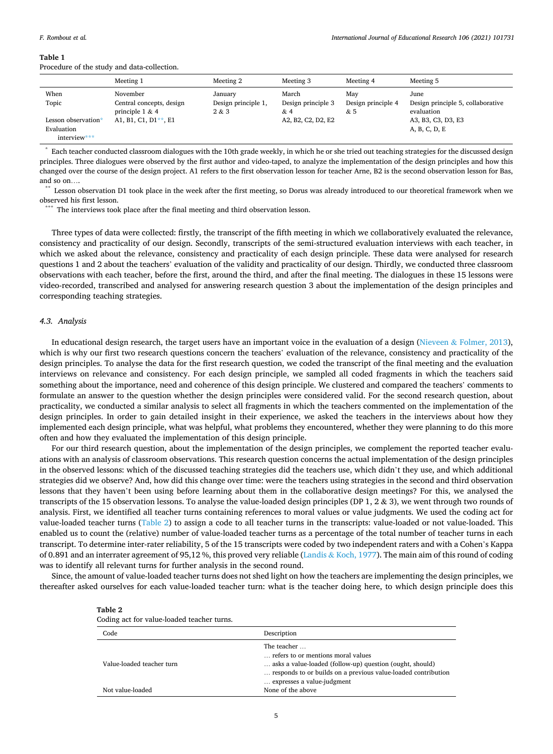**Table 1**
Procedure of the study and data-collection.

| | Meeting 1 | Meeting 2 | Meeting 3 | Meeting 4 | Meeting 5 |
|---|---|---|---|---|---|
| When | November | January | March | May | June |
| Topic | Central concepts, design principle 1 & 4 | Design principle 1, 2 & 3 | Design principle 3 & 4 | Design principle 4 & 5 | Design principle 5, collaborative evaluation |
| Lesson observation* | A1, B1, C1, D1**, E1 | | A2, B2, C2, D2, E2 | | A3, B3, C3, D3, E3 |
| Evaluation interview*** | | | | | A, B, C, D, E |

* Each teacher conducted classroom dialogues with the 10th grade weekly, in which he or she tried out teaching strategies for the discussed design principles. Three dialogues were observed by the first author and video-taped, to analyze the implementation of the design principles and how this changed over the course of the design project. A1 refers to the first observation lesson for teacher Arne, B2 is the second observation lesson for Bas, and so on….

** Lesson observation D1 took place in the week after the first meeting, so Dorus was already introduced to our theoretical framework when we observed his first lesson.

*** The interviews took place after the final meeting and third observation lesson.

Three types of data were collected: firstly, the transcript of the fifth meeting in which we collaboratively evaluated the relevance, consistency and practicality of our design. Secondly, transcripts of the semi-structured evaluation interviews with each teacher, in which we asked about the relevance, consistency and practicality of each design principle. These data were analysed for research questions 1 and 2 about the teachers' evaluation of the validity and practicality of our design. Thirdly, we conducted three classroom observations with each teacher, before the first, around the third, and after the final meeting. The dialogues in these 15 lessons were video-recorded, transcribed and analysed for answering research question 3 about the implementation of the design principles and corresponding teaching strategies.

### 4.3. Analysis

In educational design research, the target users have an important voice in the evaluation of a design (Nieveen & Folmer, 2013), which is why our first two research questions concern the teachers' evaluation of the relevance, consistency and practicality of the design principles. To analyse the data for the first research question, we coded the transcript of the final meeting and the evaluation interviews on relevance and consistency. For each design principle, we sampled all coded fragments in which the teachers said something about the importance, need and coherence of this design principle. We clustered and compared the teachers' comments to formulate an answer to the question whether the design principles were considered valid. For the second research question, about practicality, we conducted a similar analysis to select all fragments in which the teachers commented on the implementation of the design principles. In order to gain detailed insight in their experience, we asked the teachers in the interviews about how they implemented each design principle, what was helpful, what problems they encountered, whether they were planning to do this more often and how they evaluated the implementation of this design principle.

For our third research question, about the implementation of the design principles, we complement the reported teacher evaluations with an analysis of classroom observations. This research question concerns the actual implementation of the design principles in the observed lessons: which of the discussed teaching strategies did the teachers use, which didn't they use, and which additional strategies did we observe? And, how did this change over time: were the teachers using strategies in the second and third observation lessons that they haven't been using before learning about them in the collaborative design meetings? For this, we analysed the transcripts of the 15 observation lessons. To analyse the value-loaded design principles (DP 1, 2 & 3), we went through two rounds of analysis. First, we identified all teacher turns containing references to moral values or value judgments. We used the coding act for value-loaded teacher turns (Table 2) to assign a code to all teacher turns in the transcripts: value-loaded or not value-loaded. This enabled us to count the (relative) number of value-loaded teacher turns as a percentage of the total number of teacher turns in each transcript. To determine inter-rater reliability, 5 of the 15 transcripts were coded by two independent raters and with a Cohen's Kappa of 0.891 and an interrater agreement of 95,12 %, this proved very reliable (Landis & Koch, 1977). The main aim of this round of coding was to identify all relevant turns for further analysis in the second round.

Since, the amount of value-loaded teacher turns does not shed light on how the teachers are implementing the design principles, we thereafter asked ourselves for each value-loaded teacher turn: what is the teacher doing here, to which design principle does this

**Table 2**
Coding act for value-loaded teacher turns.

| Code | Description |
|---|---|
| Value-loaded teacher turn | The teacher … <br> … refers to or mentions moral values <br> … asks a value-loaded (follow-up) question (ought, should) <br> … responds to or builds on a previous value-loaded contribution <br> … expresses a value-judgment |
| Not value-loaded | None of the above |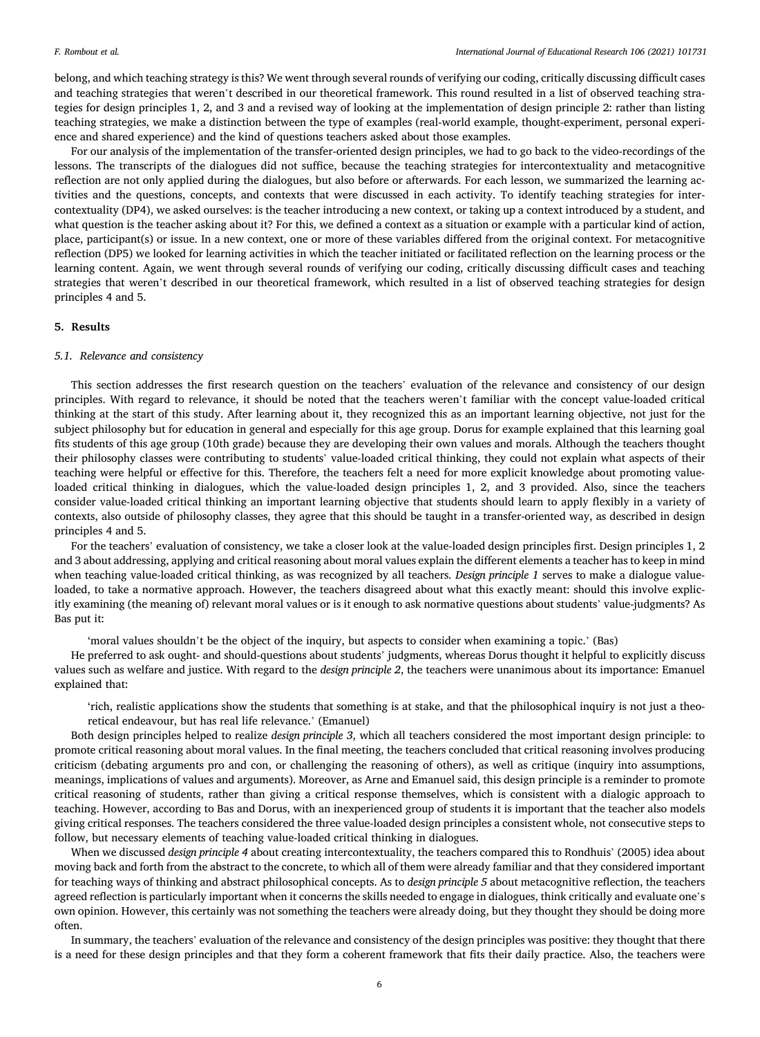belong, and which teaching strategy is this? We went through several rounds of verifying our coding, critically discussing difficult cases and teaching strategies that weren't described in our theoretical framework. This round resulted in a list of observed teaching strategies for design principles 1, 2, and 3 and a revised way of looking at the implementation of design principle 2: rather than listing teaching strategies, we make a distinction between the type of examples (real-world example, thought-experiment, personal experience and shared experience) and the kind of questions teachers asked about those examples.

For our analysis of the implementation of the transfer-oriented design principles, we had to go back to the video-recordings of the lessons. The transcripts of the dialogues did not suffice, because the teaching strategies for intercontextuality and metacognitive reflection are not only applied during the dialogues, but also before or afterwards. For each lesson, we summarized the learning activities and the questions, concepts, and contexts that were discussed in each activity. To identify teaching strategies for intercontextuality (DP4), we asked ourselves: is the teacher introducing a new context, or taking up a context introduced by a student, and what question is the teacher asking about it? For this, we defined a context as a situation or example with a particular kind of action, place, participant(s) or issue. In a new context, one or more of these variables differed from the original context. For metacognitive reflection (DP5) we looked for learning activities in which the teacher initiated or facilitated reflection on the learning process or the learning content. Again, we went through several rounds of verifying our coding, critically discussing difficult cases and teaching strategies that weren't described in our theoretical framework, which resulted in a list of observed teaching strategies for design principles 4 and 5.

## 5. Results

### 5.1. Relevance and consistency

This section addresses the first research question on the teachers' evaluation of the relevance and consistency of our design principles. With regard to relevance, it should be noted that the teachers weren't familiar with the concept value-loaded critical thinking at the start of this study. After learning about it, they recognized this as an important learning objective, not just for the subject philosophy but for education in general and especially for this age group. Dorus for example explained that this learning goal fits students of this age group (10th grade) because they are developing their own values and morals. Although the teachers thought their philosophy classes were contributing to students' value-loaded critical thinking, they could not explain what aspects of their teaching were helpful or effective for this. Therefore, the teachers felt a need for more explicit knowledge about promoting value-loaded critical thinking in dialogues, which the value-loaded design principles 1, 2, and 3 provided. Also, since the teachers consider value-loaded critical thinking an important learning objective that students should learn to apply flexibly in a variety of contexts, also outside of philosophy classes, they agree that this should be taught in a transfer-oriented way, as described in design principles 4 and 5.

For the teachers' evaluation of consistency, we take a closer look at the value-loaded design principles first. Design principles 1, 2 and 3 about addressing, applying and critical reasoning about moral values explain the different elements a teacher has to keep in mind when teaching value-loaded critical thinking, as was recognized by all teachers. *Design principle 1* serves to make a dialogue value-loaded, to take a normative approach. However, the teachers disagreed about what this exactly meant: should this involve explicitly examining (the meaning of) relevant moral values or is it enough to ask normative questions about students' value-judgments? As Bas put it:

> 'moral values shouldn't be the object of the inquiry, but aspects to consider when examining a topic.' (Bas)

He preferred to ask ought- and should-questions about students' judgments, whereas Dorus thought it helpful to explicitly discuss values such as welfare and justice. With regard to the *design principle 2*, the teachers were unanimous about its importance: Emanuel explained that:

> 'rich, realistic applications show the students that something is at stake, and that the philosophical inquiry is not just a theoretical endeavour, but has real life relevance.' (Emanuel)

Both design principles helped to realize *design principle 3*, which all teachers considered the most important design principle: to promote critical reasoning about moral values. In the final meeting, the teachers concluded that critical reasoning involves producing criticism (debating arguments pro and con, or challenging the reasoning of others), as well as critique (inquiry into assumptions, meanings, implications of values and arguments). Moreover, as Arne and Emanuel said, this design principle is a reminder to promote critical reasoning of students, rather than giving a critical response themselves, which is consistent with a dialogic approach to teaching. However, according to Bas and Dorus, with an inexperienced group of students it is important that the teacher also models giving critical responses. The teachers considered the three value-loaded design principles a consistent whole, not consecutive steps to follow, but necessary elements of teaching value-loaded critical thinking in dialogues.

When we discussed *design principle 4* about creating intercontextuality, the teachers compared this to Rondhuis' (2005) idea about moving back and forth from the abstract to the concrete, to which all of them were already familiar and that they considered important for teaching ways of thinking and abstract philosophical concepts. As to *design principle 5* about metacognitive reflection, the teachers agreed reflection is particularly important when it concerns the skills needed to engage in dialogues, think critically and evaluate one's own opinion. However, this certainly was not something the teachers were already doing, but they thought they should be doing more often.

In summary, the teachers' evaluation of the relevance and consistency of the design principles was positive: they thought that there is a need for these design principles and that they form a coherent framework that fits their daily practice. Also, the teachers were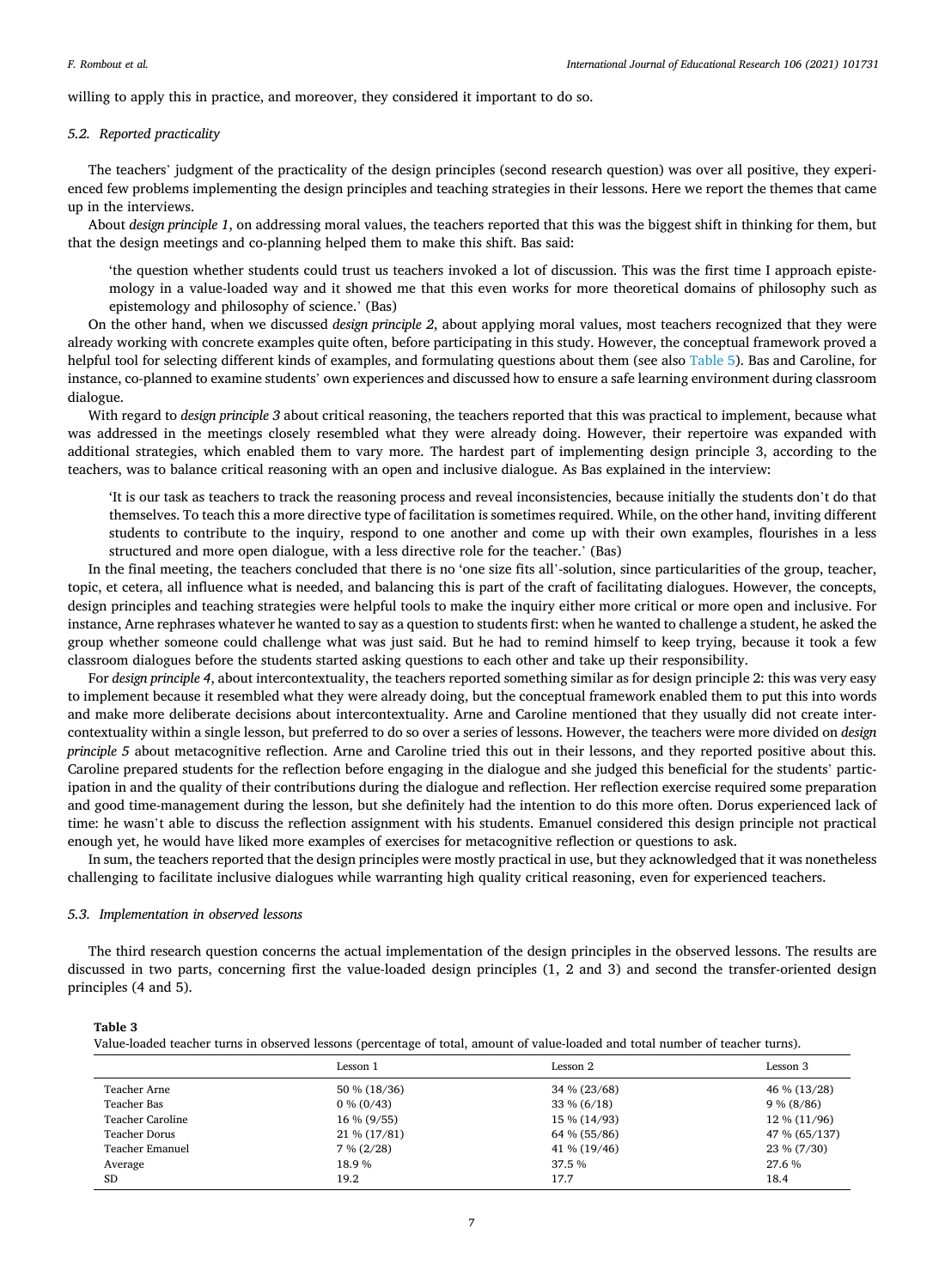willing to apply this in practice, and moreover, they considered it important to do so.

### 5.2. Reported practicality

The teachers' judgment of the practicality of the design principles (second research question) was over all positive, they experienced few problems implementing the design principles and teaching strategies in their lessons. Here we report the themes that came up in the interviews.

About *design principle 1*, on addressing moral values, the teachers reported that this was the biggest shift in thinking for them, but that the design meetings and co-planning helped them to make this shift. Bas said:

> 'the question whether students could trust us teachers invoked a lot of discussion. This was the first time I approach epistemology in a value-loaded way and it showed me that this even works for more theoretical domains of philosophy such as epistemology and philosophy of science.' (Bas)

On the other hand, when we discussed *design principle 2*, about applying moral values, most teachers recognized that they were already working with concrete examples quite often, before participating in this study. However, the conceptual framework proved a helpful tool for selecting different kinds of examples, and formulating questions about them (see also Table 5). Bas and Caroline, for instance, co-planned to examine students' own experiences and discussed how to ensure a safe learning environment during classroom dialogue.

With regard to *design principle 3* about critical reasoning, the teachers reported that this was practical to implement, because what was addressed in the meetings closely resembled what they were already doing. However, their repertoire was expanded with additional strategies, which enabled them to vary more. The hardest part of implementing design principle 3, according to the teachers, was to balance critical reasoning with an open and inclusive dialogue. As Bas explained in the interview:

> 'It is our task as teachers to track the reasoning process and reveal inconsistencies, because initially the students don't do that themselves. To teach this a more directive type of facilitation is sometimes required. While, on the other hand, inviting different students to contribute to the inquiry, respond to one another and come up with their own examples, flourishes in a less structured and more open dialogue, with a less directive role for the teacher.' (Bas)

In the final meeting, the teachers concluded that there is no 'one size fits all'-solution, since particularities of the group, teacher, topic, et cetera, all influence what is needed, and balancing this is part of the craft of facilitating dialogues. However, the concepts, design principles and teaching strategies were helpful tools to make the inquiry either more critical or more open and inclusive. For instance, Arne rephrases whatever he wanted to say as a question to students first: when he wanted to challenge a student, he asked the group whether someone could challenge what was just said. But he had to remind himself to keep trying, because it took a few classroom dialogues before the students started asking questions to each other and take up their responsibility.

For *design principle 4*, about intercontextuality, the teachers reported something similar as for design principle 2: this was very easy to implement because it resembled what they were already doing, but the conceptual framework enabled them to put this into words and make more deliberate decisions about intercontextuality. Arne and Caroline mentioned that they usually did not create intercontextuality within a single lesson, but preferred to do so over a series of lessons. However, the teachers were more divided on *design principle 5* about metacognitive reflection. Arne and Caroline tried this out in their lessons, and they reported positive about this. Caroline prepared students for the reflection before engaging in the dialogue and she judged this beneficial for the students' participation in and the quality of their contributions during the dialogue and reflection. Her reflection exercise required some preparation and good time-management during the lesson, but she definitely had the intention to do this more often. Dorus experienced lack of time: he wasn't able to discuss the reflection assignment with his students. Emanuel considered this design principle not practical enough yet, he would have liked more examples of exercises for metacognitive reflection or questions to ask.

In sum, the teachers reported that the design principles were mostly practical in use, but they acknowledged that it was nonetheless challenging to facilitate inclusive dialogues while warranting high quality critical reasoning, even for experienced teachers.

### 5.3. Implementation in observed lessons

The third research question concerns the actual implementation of the design principles in the observed lessons. The results are discussed in two parts, concerning first the value-loaded design principles (1, 2 and 3) and second the transfer-oriented design principles (4 and 5).

**Table 3**

Value-loaded teacher turns in observed lessons (percentage of total, amount of value-loaded and total number of teacher turns).

| | Lesson 1 | Lesson 2 | Lesson 3 |
|---|---|---|---|
| Teacher Arne | 50 % (18/36) | 34 % (23/68) | 46 % (13/28) |
| Teacher Bas | 0 % (0/43) | 33 % (6/18) | 9 % (8/86) |
| Teacher Caroline | 16 % (9/55) | 15 % (14/93) | 12 % (11/96) |
| Teacher Dorus | 21 % (17/81) | 64 % (55/86) | 47 % (65/137) |
| Teacher Emanuel | 7 % (2/28) | 41 % (19/46) | 23 % (7/30) |
| Average | 18.9 % | 37.5 % | 27.6 % |
| SD | 19.2 | 17.7 | 18.4 |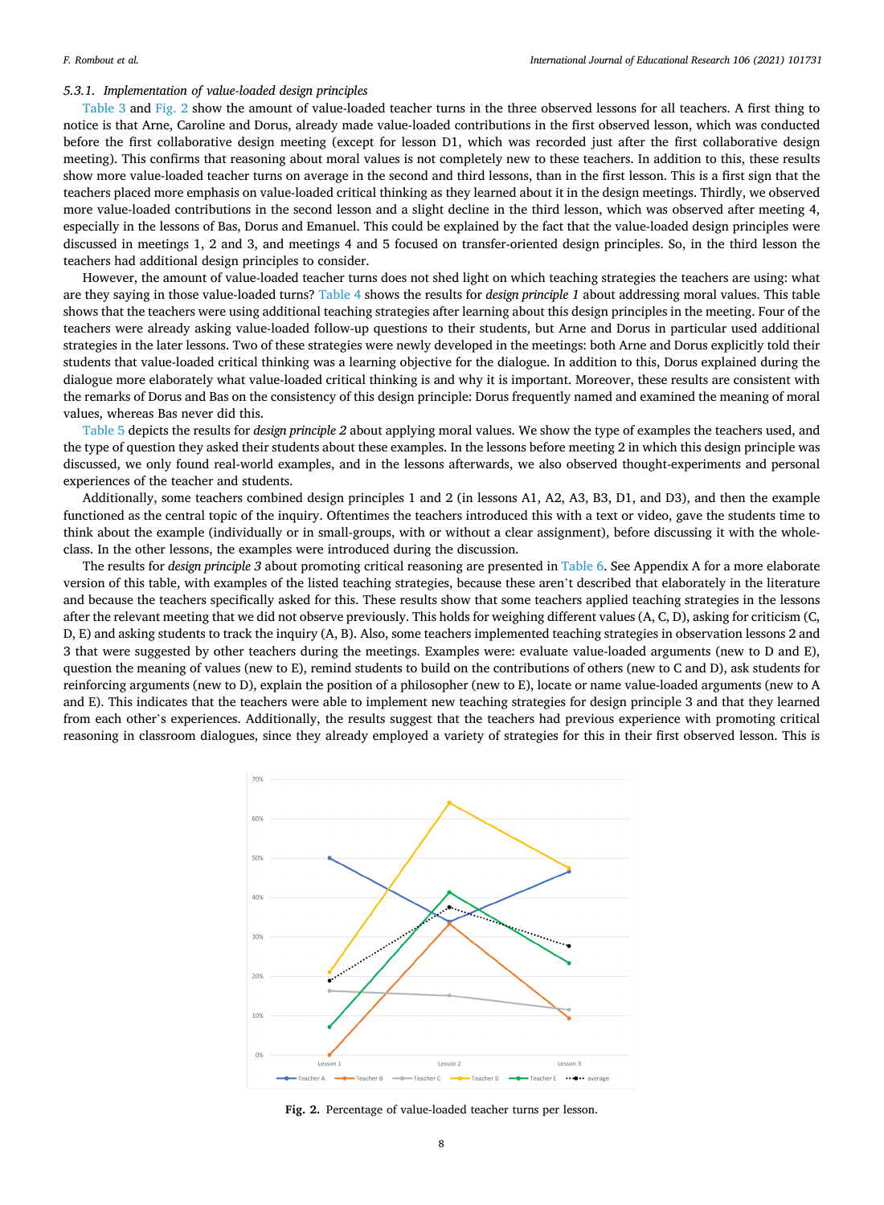### 5.3.1. Implementation of value-loaded design principles

Table 3 and Fig. 2 show the amount of value-loaded teacher turns in the three observed lessons for all teachers. A first thing to notice is that Arne, Caroline and Dorus, already made value-loaded contributions in the first observed lesson, which was conducted before the first collaborative design meeting (except for lesson D1, which was recorded just after the first collaborative design meeting). This confirms that reasoning about moral values is not completely new to these teachers. In addition to this, these results show more value-loaded teacher turns on average in the second and third lessons, than in the first lesson. This is a first sign that the teachers placed more emphasis on value-loaded critical thinking as they learned about it in the design meetings. Thirdly, we observed more value-loaded contributions in the second lesson and a slight decline in the third lesson, which was observed after meeting 4, especially in the lessons of Bas, Dorus and Emanuel. This could be explained by the fact that the value-loaded design principles were discussed in meetings 1, 2 and 3, and meetings 4 and 5 focused on transfer-oriented design principles. So, in the third lesson the teachers had additional design principles to consider.

However, the amount of value-loaded teacher turns does not shed light on which teaching strategies the teachers are using: what are they saying in those value-loaded turns? Table 4 shows the results for *design principle 1* about addressing moral values. This table shows that the teachers were using additional teaching strategies after learning about this design principles in the meeting. Four of the teachers were already asking value-loaded follow-up questions to their students, but Arne and Dorus in particular used additional strategies in the later lessons. Two of these strategies were newly developed in the meetings: both Arne and Dorus explicitly told their students that value-loaded critical thinking was a learning objective for the dialogue. In addition to this, Dorus explained during the dialogue more elaborately what value-loaded critical thinking is and why it is important. Moreover, these results are consistent with the remarks of Dorus and Bas on the consistency of this design principle: Dorus frequently named and examined the meaning of moral values, whereas Bas never did this.

Table 5 depicts the results for *design principle 2* about applying moral values. We show the type of examples the teachers used, and the type of question they asked their students about these examples. In the lessons before meeting 2 in which this design principle was discussed, we only found real-world examples, and in the lessons afterwards, we also observed thought-experiments and personal experiences of the teacher and students.

Additionally, some teachers combined design principles 1 and 2 (in lessons A1, A2, A3, B3, D1, and D3), and then the example functioned as the central topic of the inquiry. Oftentimes the teachers introduced this with a text or video, gave the students time to think about the example (individually or in small-groups, with or without a clear assignment), before discussing it with the whole-class. In the other lessons, the examples were introduced during the discussion.

The results for *design principle 3* about promoting critical reasoning are presented in Table 6. See Appendix A for a more elaborate version of this table, with examples of the listed teaching strategies, because these aren't described that elaborately in the literature and because the teachers specifically asked for this. These results show that some teachers applied teaching strategies in the lessons after the relevant meeting that we did not observe previously. This holds for weighing different values (A, C, D), asking for criticism (C, D, E) and asking students to track the inquiry (A, B). Also, some teachers implemented teaching strategies in observation lessons 2 and 3 that were suggested by other teachers during the meetings. Examples were: evaluate value-loaded arguments (new to D and E), question the meaning of values (new to E), remind students to build on the contributions of others (new to C and D), ask students for reinforcing arguments (new to D), explain the position of a philosopher (new to E), locate or name value-loaded arguments (new to A and E). This indicates that the teachers were able to implement new teaching strategies for design principle 3 and that they learned from each other's experiences. Additionally, the results suggest that the teachers had previous experience with promoting critical reasoning in classroom dialogues, since they already employed a variety of strategies for this in their first observed lesson. This is

**Fig. 2.** Percentage of value-loaded teacher turns per lesson.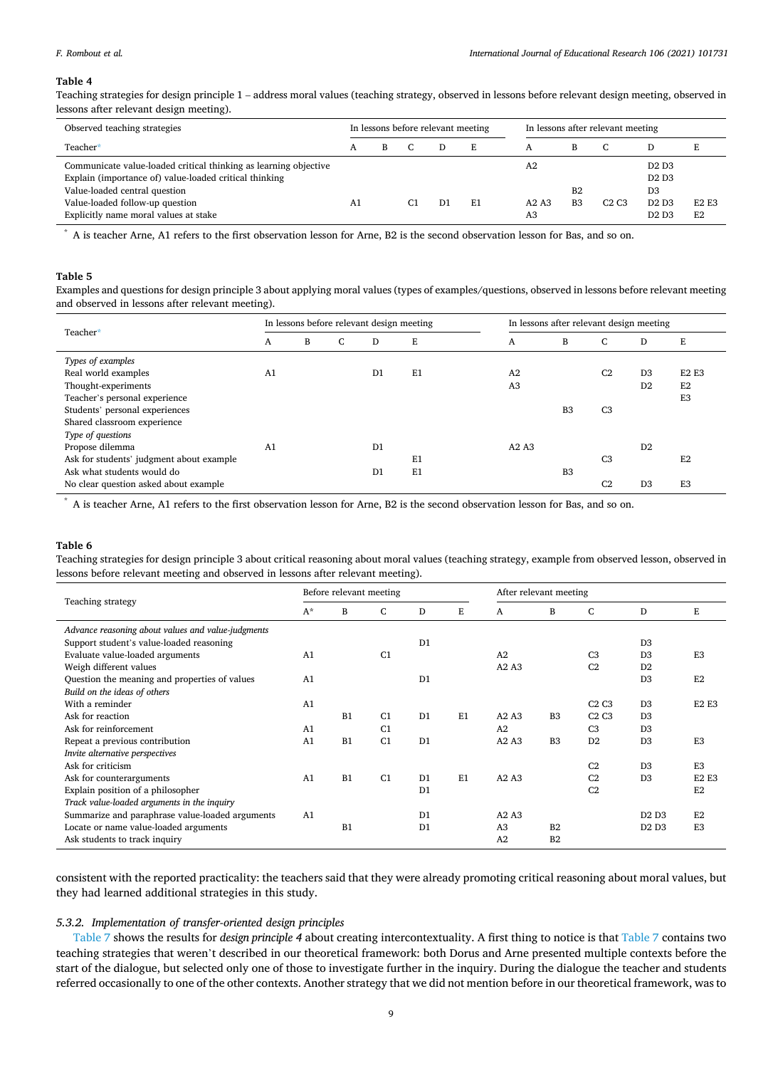**Table 4**

Teaching strategies for design principle 1 – address moral values (teaching strategy, observed in lessons before relevant design meeting, observed in lessons after relevant design meeting).

| Observed teaching strategies | In lessons before relevant meeting | | | | | In lessons after relevant meeting | | | | |
|---|---|---|---|---|---|---|---|---|---|---|
| Teacher* | A | B | C | D | E | A | B | C | D | E |
| Communicate value-loaded critical thinking as learning objective | | | | | | A2 | | | D2 D3 | |
| Explain (importance of) value-loaded critical thinking | | | | | | | | | D2 D3 | |
| Value-loaded central question | | | | | | | B2 | | D3 | |
| Value-loaded follow-up question | A1 | | C1 | D1 | E1 | A2 A3 | B3 | C2 C3 | D2 D3 | E2 E3 |
| Explicitly name moral values at stake | | | | | | A3 | | | D2 D3 | E2 |

\* A is teacher Arne, A1 refers to the first observation lesson for Arne, B2 is the second observation lesson for Bas, and so on.

**Table 5**

Examples and questions for design principle 3 about applying moral values (types of examples/questions, observed in lessons before relevant meeting and observed in lessons after relevant meeting).

| Teacher* | In lessons before relevant design meeting | | | | | In lessons after relevant design meeting | | | | |
|---|---|---|---|---|---|---|---|---|---|---|
| | A | B | C | D | E | A | B | C | D | E |
| *Types of examples* | | | | | | | | | | |
| Real world examples | A1 | | | D1 | E1 | A2 | | C2 | D3 | E2 E3 |
| Thought-experiments | | | | | | A3 | | | D2 | E2 |
| Teacher's personal experience | | | | | | | | | | E3 |
| Students' personal experiences | | | | | | | B3 | C3 | | |
| Shared classroom experience | | | | | | | | | | |
| *Type of questions* | | | | | | | | | | |
| Propose dilemma | A1 | | | D1 | | A2 A3 | | | D2 | |
| Ask for students' judgment about example | | | | | E1 | | | C3 | | E2 |
| Ask what students would do | | | | D1 | E1 | | B3 | | | |
| No clear question asked about example | | | | | | | | C2 | D3 | E3 |

\* A is teacher Arne, A1 refers to the first observation lesson for Arne, B2 is the second observation lesson for Bas, and so on.

**Table 6**

Teaching strategies for design principle 3 about critical reasoning about moral values (teaching strategy, example from observed lesson, observed in lessons before relevant meeting and observed in lessons after relevant meeting).

| Teaching strategy | Before relevant meeting | | | | | After relevant meeting | | | | |
|---|---|---|---|---|---|---|---|---|---|---|
| | A* | B | C | D | E | A | B | C | D | E |
| *Advance reasoning about values and value-judgments* | | | | | | | | | | |
| Support student's value-loaded reasoning | | | | D1 | | | | | D3 | |
| Evaluate value-loaded arguments | A1 | | C1 | | | A2 | | C3 | D3 | E3 |
| Weigh different values | | | | | | A2 A3 | | C2 | D2 | |
| Question the meaning and properties of values | A1 | | | D1 | | | | | D3 | E2 |
| *Build on the ideas of others* | | | | | | | | | | |
| With a reminder | A1 | | | | | | | C2 C3 | D3 | E2 E3 |
| Ask for reaction | | B1 | C1 | D1 | E1 | A2 A3 | B3 | C2 C3 | D3 | |
| Ask for reinforcement | A1 | | C1 | | | A2 | | C3 | D3 | |
| Repeat a previous contribution | A1 | B1 | C1 | D1 | | A2 A3 | B3 | D2 | D3 | E3 |
| *Invite alternative perspectives* | | | | | | | | | | |
| Ask for criticism | | | | | | | | C2 | D3 | E3 |
| Ask for counterarguments | A1 | B1 | C1 | D1 | E1 | A2 A3 | | C2 | D3 | E2 E3 |
| Explain position of a philosopher | | | | D1 | | | | C2 | | E2 |
| *Track value-loaded arguments in the inquiry* | | | | | | | | | | |
| Summarize and paraphrase value-loaded arguments | A1 | | | D1 | | A2 A3 | | | D2 D3 | E2 |
| Locate or name value-loaded arguments | | B1 | | D1 | | A3 | B2 | | D2 D3 | E3 |
| Ask students to track inquiry | | | | | | A2 | B2 | | | |

consistent with the reported practicality: the teachers said that they were already promoting critical reasoning about moral values, but they had learned additional strategies in this study.

#### 5.3.2. Implementation of transfer-oriented design principles

Table 7 shows the results for *design principle 4* about creating intercontextuality. A first thing to notice is that Table 7 contains two teaching strategies that weren't described in our theoretical framework: both Dorus and Arne presented multiple contexts before the start of the dialogue, but selected only one of those to investigate further in the inquiry. During the dialogue the teacher and students referred occasionally to one of the other contexts. Another strategy that we did not mention before in our theoretical framework, was to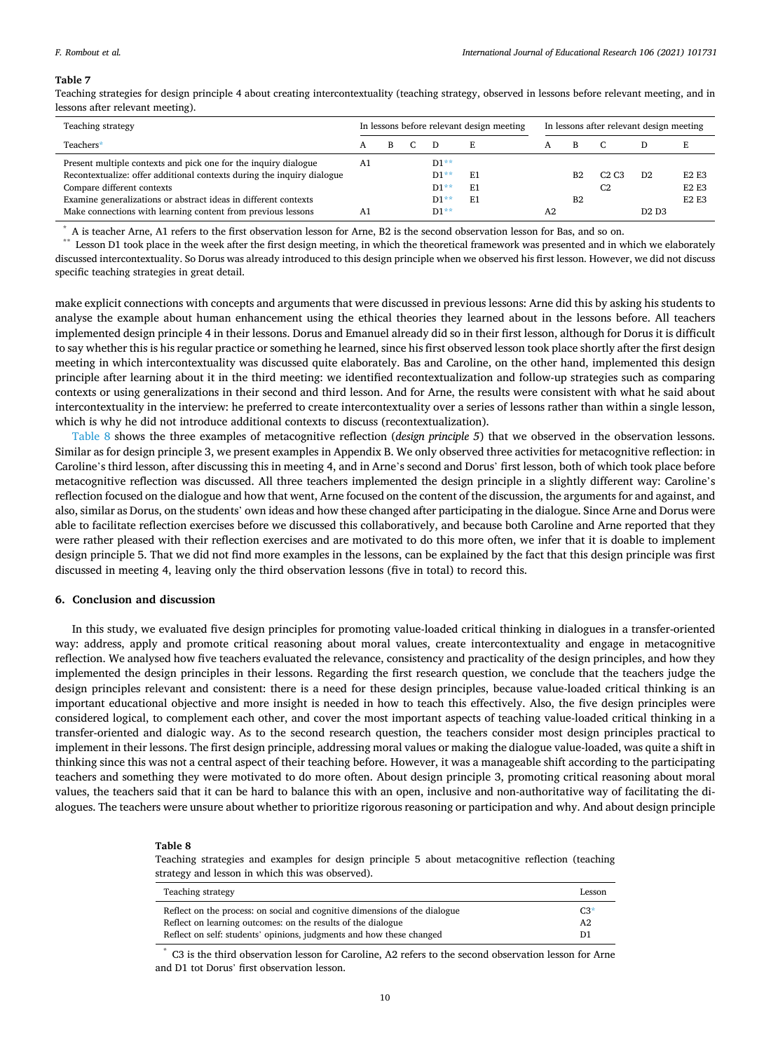**Table 7**

Teaching strategies for design principle 4 about creating intercontextuality (teaching strategy, observed in lessons before relevant meeting, and in lessons after relevant meeting).

| Teaching strategy | In lessons before relevant design meeting | | | | | In lessons after relevant design meeting | | | | |
|---|---|---|---|---|---|---|---|---|---|---|
| Teachers* | A | B | C | D | E | A | B | C | D | E |
| Present multiple contexts and pick one for the inquiry dialogue | A1 | | | D1** | | | | | | |
| Recontextualize: offer additional contexts during the inquiry dialogue | | | | D1** | E1 | | B2 | C2 C3 | D2 | E2 E3 |
| Compare different contexts | | | | D1** | E1 | | | C2 | | E2 E3 |
| Examine generalizations or abstract ideas in different contexts | | | | D1** | E1 | | B2 | | | E2 E3 |
| Make connections with learning content from previous lessons | A1 | | | D1** | | A2 | | | D2 D3 | |

* A is teacher Arne, A1 refers to the first observation lesson for Arne, B2 is the second observation lesson for Bas, and so on.

** Lesson D1 took place in the week after the first design meeting, in which the theoretical framework was presented and in which we elaborately discussed intercontextuality. So Dorus was already introduced to this design principle when we observed his first lesson. However, we did not discuss specific teaching strategies in great detail.

make explicit connections with concepts and arguments that were discussed in previous lessons: Arne did this by asking his students to analyse the example about human enhancement using the ethical theories they learned about in the lessons before. All teachers implemented design principle 4 in their lessons. Dorus and Emanuel already did so in their first lesson, although for Dorus it is difficult to say whether this is his regular practice or something he learned, since his first observed lesson took place shortly after the first design meeting in which intercontextuality was discussed quite elaborately. Bas and Caroline, on the other hand, implemented this design principle after learning about it in the third meeting: we identified recontextualization and follow-up strategies such as comparing contexts or using generalizations in their second and third lesson. And for Arne, the results were consistent with what he said about intercontextuality in the interview: he preferred to create intercontextuality over a series of lessons rather than within a single lesson, which is why he did not introduce additional contexts to discuss (recontextualization).

Table 8 shows the three examples of metacognitive reflection (*design principle 5*) that we observed in the observation lessons. Similar as for design principle 3, we present examples in Appendix B. We only observed three activities for metacognitive reflection: in Caroline's third lesson, after discussing this in meeting 4, and in Arne's second and Dorus' first lesson, both of which took place before metacognitive reflection was discussed. All three teachers implemented the design principle in a slightly different way: Caroline's reflection focused on the dialogue and how that went, Arne focused on the content of the discussion, the arguments for and against, and also, similar as Dorus, on the students' own ideas and how these changed after participating in the dialogue. Since Arne and Dorus were able to facilitate reflection exercises before we discussed this collaboratively, and because both Caroline and Arne reported that they were rather pleased with their reflection exercises and are motivated to do this more often, we infer that it is doable to implement design principle 5. That we did not find more examples in the lessons, can be explained by the fact that this design principle was first discussed in meeting 4, leaving only the third observation lessons (five in total) to record this.

## 6. Conclusion and discussion

In this study, we evaluated five design principles for promoting value-loaded critical thinking in dialogues in a transfer-oriented way: address, apply and promote critical reasoning about moral values, create intercontextuality and engage in metacognitive reflection. We analysed how five teachers evaluated the relevance, consistency and practicality of the design principles, and how they implemented the design principles in their lessons. Regarding the first research question, we conclude that the teachers judge the design principles relevant and consistent: there is a need for these design principles, because value-loaded critical thinking is an important educational objective and more insight is needed in how to teach this effectively. Also, the five design principles were considered logical, to complement each other, and cover the most important aspects of teaching value-loaded critical thinking in a transfer-oriented and dialogic way. As to the second research question, the teachers consider most design principles practical to implement in their lessons. The first design principle, addressing moral values or making the dialogue value-loaded, was quite a shift in thinking since this was not a central aspect of their teaching before. However, it was a manageable shift according to the participating teachers and something they were motivated to do more often. About design principle 3, promoting critical reasoning about moral values, the teachers said that it can be hard to balance this with an open, inclusive and non-authoritative way of facilitating the dialogues. The teachers were unsure about whether to prioritize rigorous reasoning or participation and why. And about design principle

**Table 8**

Teaching strategies and examples for design principle 5 about metacognitive reflection (teaching strategy and lesson in which this was observed).

| Teaching strategy | Lesson |
|---|---|
| Reflect on the process: on social and cognitive dimensions of the dialogue | C3* |
| Reflect on learning outcomes: on the results of the dialogue | A2 |
| Reflect on self: students' opinions, judgments and how these changed | D1 |

* C3 is the third observation lesson for Caroline, A2 refers to the second observation lesson for Arne and D1 tot Dorus' first observation lesson.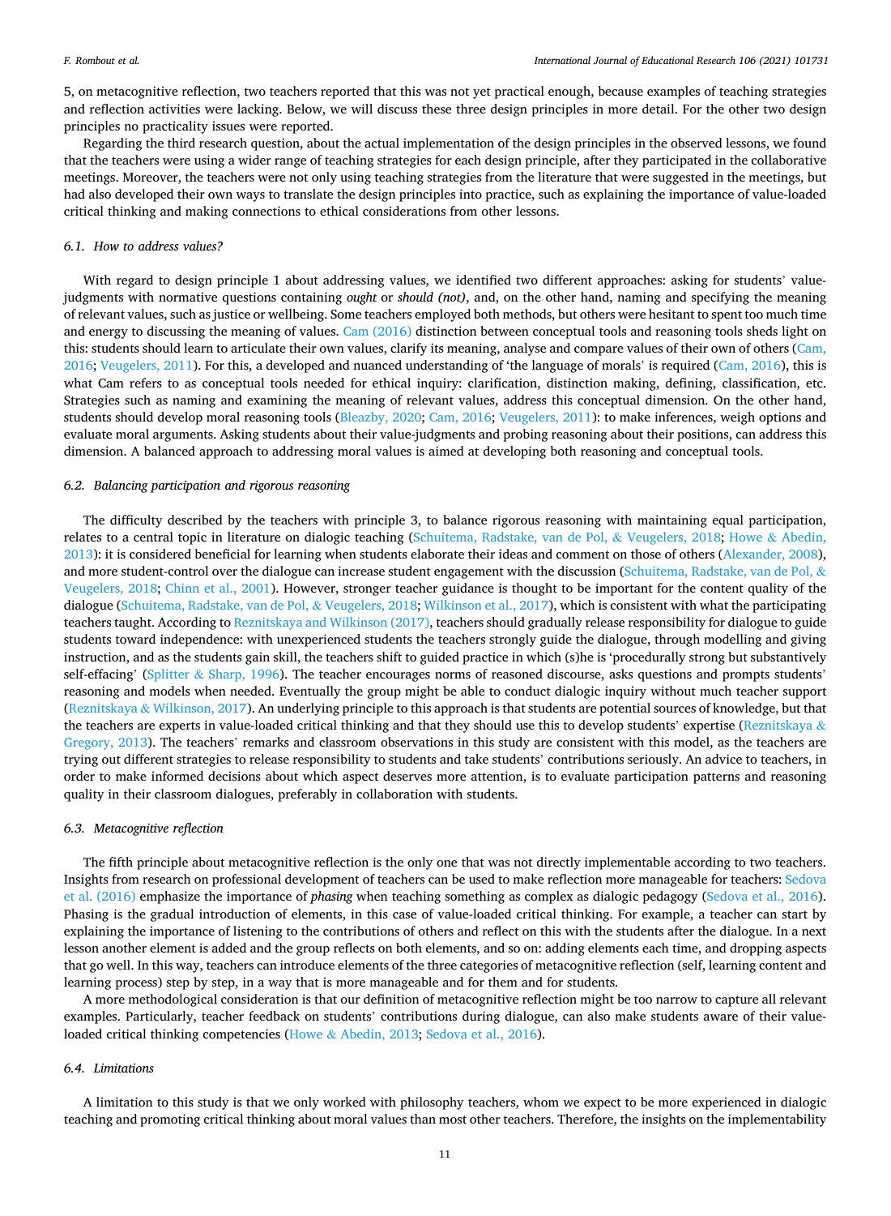5, on metacognitive reflection, two teachers reported that this was not yet practical enough, because examples of teaching strategies and reflection activities were lacking. Below, we will discuss these three design principles in more detail. For the other two design principles no practicality issues were reported.

Regarding the third research question, about the actual implementation of the design principles in the observed lessons, we found that the teachers were using a wider range of teaching strategies for each design principle, after they participated in the collaborative meetings. Moreover, the teachers were not only using teaching strategies from the literature that were suggested in the meetings, but had also developed their own ways to translate the design principles into practice, such as explaining the importance of value-loaded critical thinking and making connections to ethical considerations from other lessons.

### 6.1. How to address values?

With regard to design principle 1 about addressing values, we identified two different approaches: asking for students' value-judgments with normative questions containing *ought* or *should (not)*, and, on the other hand, naming and specifying the meaning of relevant values, such as justice or wellbeing. Some teachers employed both methods, but others were hesitant to spent too much time and energy to discussing the meaning of values. Cam (2016) distinction between conceptual tools and reasoning tools sheds light on this: students should learn to articulate their own values, clarify its meaning, analyse and compare values of their own of others (Cam, 2016; Veugelers, 2011). For this, a developed and nuanced understanding of 'the language of morals' is required (Cam, 2016), this is what Cam refers to as conceptual tools needed for ethical inquiry: clarification, distinction making, defining, classification, etc. Strategies such as naming and examining the meaning of relevant values, address this conceptual dimension. On the other hand, students should develop moral reasoning tools (Bleazby, 2020; Cam, 2016; Veugelers, 2011): to make inferences, weigh options and evaluate moral arguments. Asking students about their value-judgments and probing reasoning about their positions, can address this dimension. A balanced approach to addressing moral values is aimed at developing both reasoning and conceptual tools.

### 6.2. Balancing participation and rigorous reasoning

The difficulty described by the teachers with principle 3, to balance rigorous reasoning with maintaining equal participation, relates to a central topic in literature on dialogic teaching (Schuitema, Radstake, van de Pol, & Veugelers, 2018; Howe & Abedin, 2013): it is considered beneficial for learning when students elaborate their ideas and comment on those of others (Alexander, 2008), and more student-control over the dialogue can increase student engagement with the discussion (Schuitema, Radstake, van de Pol, & Veugelers, 2018; Chinn et al., 2001). However, stronger teacher guidance is thought to be important for the content quality of the dialogue (Schuitema, Radstake, van de Pol, & Veugelers, 2018; Wilkinson et al., 2017), which is consistent with what the participating teachers taught. According to Reznitskaya and Wilkinson (2017), teachers should gradually release responsibility for dialogue to guide students toward independence: with unexperienced students the teachers strongly guide the dialogue, through modelling and giving instruction, and as the students gain skill, the teachers shift to guided practice in which (s)he is 'procedurally strong but substantively self-effacing' (Splitter & Sharp, 1996). The teacher encourages norms of reasoned discourse, asks questions and prompts students' reasoning and models when needed. Eventually the group might be able to conduct dialogic inquiry without much teacher support (Reznitskaya & Wilkinson, 2017). An underlying principle to this approach is that students are potential sources of knowledge, but that the teachers are experts in value-loaded critical thinking and that they should use this to develop students' expertise (Reznitskaya & Gregory, 2013). The teachers' remarks and classroom observations in this study are consistent with this model, as the teachers are trying out different strategies to release responsibility to students and take students' contributions seriously. An advice to teachers, in order to make informed decisions about which aspect deserves more attention, is to evaluate participation patterns and reasoning quality in their classroom dialogues, preferably in collaboration with students.

### 6.3. Metacognitive reflection

The fifth principle about metacognitive reflection is the only one that was not directly implementable according to two teachers. Insights from research on professional development of teachers can be used to make reflection more manageable for teachers: Sedova et al. (2016) emphasize the importance of *phasing* when teaching something as complex as dialogic pedagogy (Sedova et al., 2016). Phasing is the gradual introduction of elements, in this case of value-loaded critical thinking. For example, a teacher can start by explaining the importance of listening to the contributions of others and reflect on this with the students after the dialogue. In a next lesson another element is added and the group reflects on both elements, and so on: adding elements each time, and dropping aspects that go well. In this way, teachers can introduce elements of the three categories of metacognitive reflection (self, learning content and learning process) step by step, in a way that is more manageable and for them and for students.

A more methodological consideration is that our definition of metacognitive reflection might be too narrow to capture all relevant examples. Particularly, teacher feedback on students' contributions during dialogue, can also make students aware of their value-loaded critical thinking competencies (Howe & Abedin, 2013; Sedova et al., 2016).

### 6.4. Limitations

A limitation to this study is that we only worked with philosophy teachers, whom we expect to be more experienced in dialogic teaching and promoting critical thinking about moral values than most other teachers. Therefore, the insights on the implementability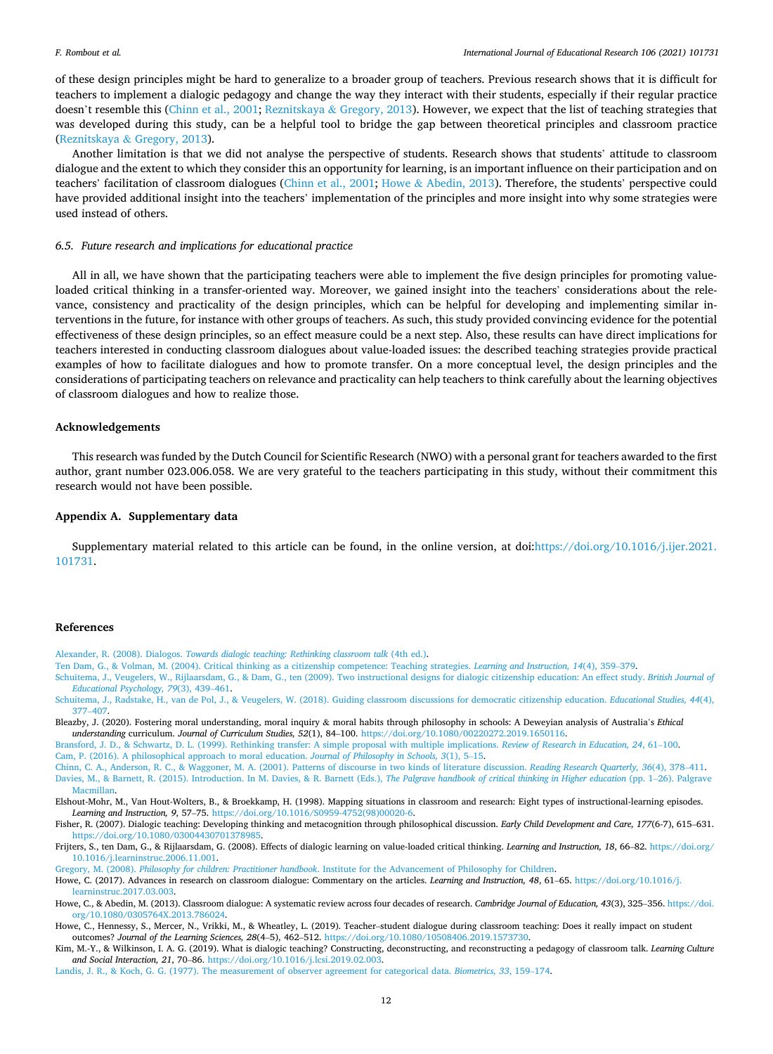of these design principles might be hard to generalize to a broader group of teachers. Previous research shows that it is difficult for teachers to implement a dialogic pedagogy and change the way they interact with their students, especially if their regular practice doesn't resemble this (Chinn et al., 2001; Reznitskaya & Gregory, 2013). However, we expect that the list of teaching strategies that was developed during this study, can be a helpful tool to bridge the gap between theoretical principles and classroom practice (Reznitskaya & Gregory, 2013).

Another limitation is that we did not analyse the perspective of students. Research shows that students' attitude to classroom dialogue and the extent to which they consider this an opportunity for learning, is an important influence on their participation and on teachers' facilitation of classroom dialogues (Chinn et al., 2001; Howe & Abedin, 2013). Therefore, the students' perspective could have provided additional insight into the teachers' implementation of the principles and more insight into why some strategies were used instead of others.

### 6.5. Future research and implications for educational practice

All in all, we have shown that the participating teachers were able to implement the five design principles for promoting value-loaded critical thinking in a transfer-oriented way. Moreover, we gained insight into the teachers' considerations about the relevance, consistency and practicality of the design principles, which can be helpful for developing and implementing similar interventions in the future, for instance with other groups of teachers. As such, this study provided convincing evidence for the potential effectiveness of these design principles, so an effect measure could be a next step. Also, these results can have direct implications for teachers interested in conducting classroom dialogues about value-loaded issues: the described teaching strategies provide practical examples of how to facilitate dialogues and how to promote transfer. On a more conceptual level, the design principles and the considerations of participating teachers on relevance and practicality can help teachers to think carefully about the learning objectives of classroom dialogues and how to realize those.

## Acknowledgements

This research was funded by the Dutch Council for Scientific Research (NWO) with a personal grant for teachers awarded to the first author, grant number 023.006.058. We are very grateful to the teachers participating in this study, without their commitment this research would not have been possible.

## Appendix A. Supplementary data

Supplementary material related to this article can be found, in the online version, at doi:https://doi.org/10.1016/j.ijer.2021.101731.

## References

Alexander, R. (2008). Dialogos. *Towards dialogic teaching: Rethinking classroom talk* (4th ed.).

Ten Dam, G., & Volman, M. (2004). Critical thinking as a citizenship competence: Teaching strategies. *Learning and Instruction, 14*(4), 359–379.

Schuitema, J., Veugelers, W., Rijlaarsdam, G., & Dam, G., ten (2009). Two instructional designs for dialogic citizenship education: An effect study. *British Journal of Educational Psychology, 79*(3), 439–461.

Schuitema, J., Radstake, H., van de Pol, J., & Veugelers, W. (2018). Guiding classroom discussions for democratic citizenship education. *Educational Studies, 44*(4), 377–407.

Bleazby, J. (2020). Fostering moral understanding, moral inquiry & moral habits through philosophy in schools: A Deweyian analysis of Australia's *Ethical understanding* curriculum. *Journal of Curriculum Studies, 52*(1), 84–100. https://doi.org/10.1080/00220272.2019.1650116.

Bransford, J. D., & Schwartz, D. L. (1999). Rethinking transfer: A simple proposal with multiple implications. *Review of Research in Education, 24*, 61–100.

Cam, P. (2016). A philosophical approach to moral education. *Journal of Philosophy in Schools, 3*(1), 5–15.

Chinn, C. A., Anderson, R. C., & Waggoner, M. A. (2001). Patterns of discourse in two kinds of literature discussion. *Reading Research Quarterly, 36*(4), 378–411.

Davies, M., & Barnett, R. (2015). Introduction. In M. Davies, & R. Barnett (Eds.), *The Palgrave handbook of critical thinking in Higher education* (pp. 1–26). Palgrave Macmillan.

Elshout-Mohr, M., Van Hout-Wolters, B., & Broekkamp, H. (1998). Mapping situations in classroom and research: Eight types of instructional-learning episodes. *Learning and Instruction, 9*, 57–75. https://doi.org/10.1016/S0959-4752(98)00020-6.

Fisher, R. (2007). Dialogic teaching: Developing thinking and metacognition through philosophical discussion. *Early Child Development and Care, 177*(6-7), 615–631. https://doi.org/10.1080/03004430701378985.

Frijters, S., ten Dam, G., & Rijlaarsdam, G. (2008). Effects of dialogic learning on value-loaded critical thinking. *Learning and Instruction, 18*, 66–82. https://doi.org/10.1016/j.learninstruc.2006.11.001.

Gregory, M. (2008). *Philosophy for children: Practitioner handbook*. Institute for the Advancement of Philosophy for Children.

Howe, C. (2017). Advances in research on classroom dialogue: Commentary on the articles. *Learning and Instruction, 48*, 61–65. https://doi.org/10.1016/j.learninstruc.2017.03.003.

Howe, C., & Abedin, M. (2013). Classroom dialogue: A systematic review across four decades of research. *Cambridge Journal of Education, 43*(3), 325–356. https://doi.org/10.1080/0305764X.2013.786024.

Howe, C., Hennessy, S., Mercer, N., Vrikki, M., & Wheatley, L. (2019). Teacher–student dialogue during classroom teaching: Does it really impact on student outcomes? *Journal of the Learning Sciences, 28*(4–5), 462–512. https://doi.org/10.1080/10508406.2019.1573730.

Kim, M.-Y., & Wilkinson, I. A. G. (2019). What is dialogic teaching? Constructing, deconstructing, and reconstructing a pedagogy of classroom talk. *Learning Culture and Social Interaction, 21*, 70–86. https://doi.org/10.1016/j.lcsi.2019.02.003.

Landis, J. R., & Koch, G. G. (1977). The measurement of observer agreement for categorical data. *Biometrics, 33*, 159–174.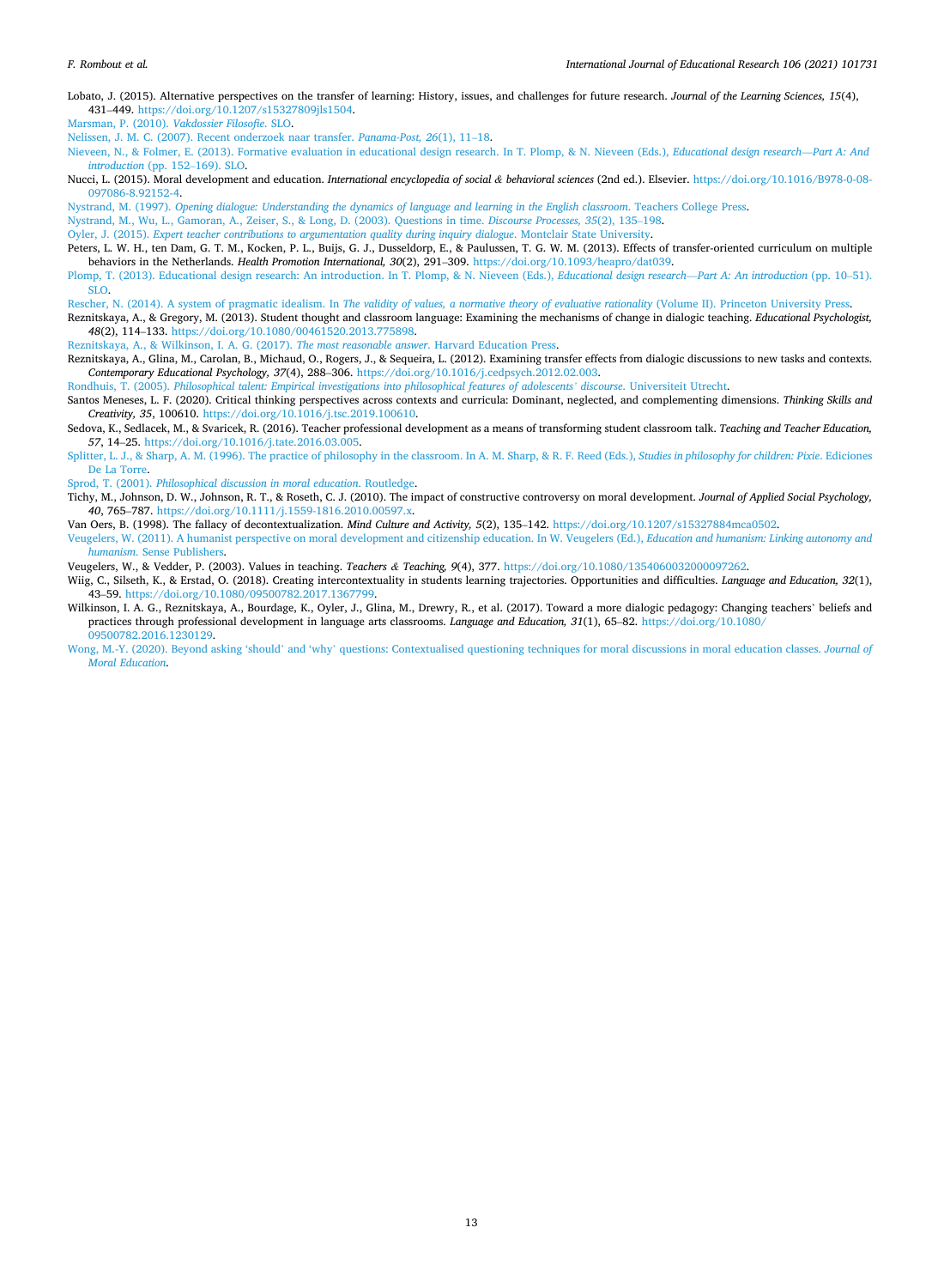Lobato, J. (2015). Alternative perspectives on the transfer of learning: History, issues, and challenges for future research. *Journal of the Learning Sciences, 15*(4), 431–449. https://doi.org/10.1207/s15327809jls1504.

Marsman, P. (2010). *Vakdossier Filosofie*. SLO.

Nelissen, J. M. C. (2007). Recent onderzoek naar transfer. *Panama-Post, 26*(1), 11–18.

Nieveen, N., & Folmer, E. (2013). Formative evaluation in educational design research. In T. Plomp, & N. Nieveen (Eds.), *Educational design research—Part A: And introduction* (pp. 152–169). SLO.

Nucci, L. (2015). Moral development and education. *International encyclopedia of social & behavioral sciences* (2nd ed.). Elsevier. https://doi.org/10.1016/B978-0-08-097086-8.92152-4.

Nystrand, M. (1997). *Opening dialogue: Understanding the dynamics of language and learning in the English classroom*. Teachers College Press.

Nystrand, M., Wu, L., Gamoran, A., Zeiser, S., & Long, D. (2003). Questions in time. *Discourse Processes, 35*(2), 135–198.

Oyler, J. (2015). *Expert teacher contributions to argumentation quality during inquiry dialogue*. Montclair State University.

Peters, L. W. H., ten Dam, G. T. M., Kocken, P. L., Buijs, G. J., Dusseldorp, E., & Paulussen, T. G. W. M. (2013). Effects of transfer-oriented curriculum on multiple behaviors in the Netherlands. *Health Promotion International, 30*(2), 291–309. https://doi.org/10.1093/heapro/dat039.

Plomp, T. (2013). Educational design research: An introduction. In T. Plomp, & N. Nieveen (Eds.), *Educational design research—Part A: An introduction* (pp. 10–51). SLO.

Rescher, N. (2014). A system of pragmatic idealism. In *The validity of values, a normative theory of evaluative rationality* (Volume II). Princeton University Press.

Reznitskaya, A., & Gregory, M. (2013). Student thought and classroom language: Examining the mechanisms of change in dialogic teaching. *Educational Psychologist, 48*(2), 114–133. https://doi.org/10.1080/00461520.2013.775898.

Reznitskaya, A., & Wilkinson, I. A. G. (2017). *The most reasonable answer*. Harvard Education Press.

Reznitskaya, A., Glina, M., Carolan, B., Michaud, O., Rogers, J., & Sequeira, L. (2012). Examining transfer effects from dialogic discussions to new tasks and contexts. *Contemporary Educational Psychology, 37*(4), 288–306. https://doi.org/10.1016/j.cedpsych.2012.02.003.

Rondhuis, T. (2005). *Philosophical talent: Empirical investigations into philosophical features of adolescents' discourse*. Universiteit Utrecht.

Santos Meneses, L. F. (2020). Critical thinking perspectives across contexts and curricula: Dominant, neglected, and complementing dimensions. *Thinking Skills and Creativity, 35*, 100610. https://doi.org/10.1016/j.tsc.2019.100610.

Sedova, K., Sedlacek, M., & Svaricek, R. (2016). Teacher professional development as a means of transforming student classroom talk. *Teaching and Teacher Education, 57*, 14–25. https://doi.org/10.1016/j.tate.2016.03.005.

Splitter, L. J., & Sharp, A. M. (1996). The practice of philosophy in the classroom. In A. M. Sharp, & R. F. Reed (Eds.), *Studies in philosophy for children: Pixie*. Ediciones De La Torre.

Sprod, T. (2001). *Philosophical discussion in moral education*. Routledge.

Tichy, M., Johnson, D. W., Johnson, R. T., & Roseth, C. J. (2010). The impact of constructive controversy on moral development. *Journal of Applied Social Psychology, 40*, 765–787. https://doi.org/10.1111/j.1559-1816.2010.00597.x.

Van Oers, B. (1998). The fallacy of decontextualization. *Mind Culture and Activity, 5*(2), 135–142. https://doi.org/10.1207/s15327884mca0502.

Veugelers, W. (2011). A humanist perspective on moral development and citizenship education. In W. Veugelers (Ed.), *Education and humanism: Linking autonomy and humanism*. Sense Publishers.

Veugelers, W., & Vedder, P. (2003). Values in teaching. *Teachers & Teaching, 9*(4), 377. https://doi.org/10.1080/1354060032000097262.

Wiig, C., Silseth, K., & Erstad, O. (2018). Creating intercontextuality in students learning trajectories. Opportunities and difficulties. *Language and Education, 32*(1), 43–59. https://doi.org/10.1080/09500782.2017.1367799.

Wilkinson, I. A. G., Reznitskaya, A., Bourdage, K., Oyler, J., Glina, M., Drewry, R., et al. (2017). Toward a more dialogic pedagogy: Changing teachers' beliefs and practices through professional development in language arts classrooms. *Language and Education, 31*(1), 65–82. https://doi.org/10.1080/09500782.2016.1230129.

Wong, M.-Y. (2020). Beyond asking 'should' and 'why' questions: Contextualised questioning techniques for moral discussions in moral education classes. *Journal of Moral Education*.